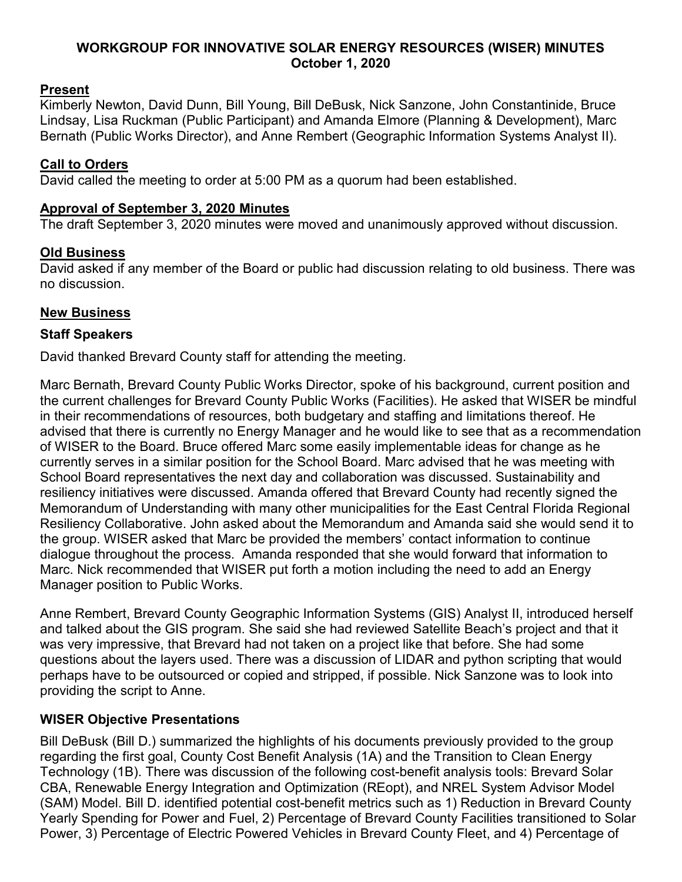# WORKGROUP FOR INNOVATIVE SOLAR ENERGY RESOURCES (WISER) MINUTES
**October 1, 2020**

## Present

Kimberly Newton, David Dunn, Bill Young, Bill DeBusk, Nick Sanzone, John Constantinide, Bruce Lindsay, Lisa Ruckman (Public Participant) and Amanda Elmore (Planning & Development), Marc Bernath (Public Works Director), and Anne Rembert (Geographic Information Systems Analyst II).

## Call to Orders

David called the meeting to order at 5:00 PM as a quorum had been established.

## Approval of September 3, 2020 Minutes

The draft September 3, 2020 minutes were moved and unanimously approved without discussion.

## Old Business

David asked if any member of the Board or public had discussion relating to old business. There was no discussion.

## New Business

### Staff Speakers

David thanked Brevard County staff for attending the meeting.

Marc Bernath, Brevard County Public Works Director, spoke of his background, current position and the current challenges for Brevard County Public Works (Facilities). He asked that WISER be mindful in their recommendations of resources, both budgetary and staffing and limitations thereof. He advised that there is currently no Energy Manager and he would like to see that as a recommendation of WISER to the Board. Bruce offered Marc some easily implementable ideas for change as he currently serves in a similar position for the School Board. Marc advised that he was meeting with School Board representatives the next day and collaboration was discussed. Sustainability and resiliency initiatives were discussed. Amanda offered that Brevard County had recently signed the Memorandum of Understanding with many other municipalities for the East Central Florida Regional Resiliency Collaborative. John asked about the Memorandum and Amanda said she would send it to the group. WISER asked that Marc be provided the members' contact information to continue dialogue throughout the process. Amanda responded that she would forward that information to Marc. Nick recommended that WISER put forth a motion including the need to add an Energy Manager position to Public Works.

Anne Rembert, Brevard County Geographic Information Systems (GIS) Analyst II, introduced herself and talked about the GIS program. She said she had reviewed Satellite Beach's project and that it was very impressive, that Brevard had not taken on a project like that before. She had some questions about the layers used. There was a discussion of LIDAR and python scripting that would perhaps have to be outsourced or copied and stripped, if possible. Nick Sanzone was to look into providing the script to Anne.

### WISER Objective Presentations

Bill DeBusk (Bill D.) summarized the highlights of his documents previously provided to the group regarding the first goal, County Cost Benefit Analysis (1A) and the Transition to Clean Energy Technology (1B). There was discussion of the following cost-benefit analysis tools: Brevard Solar CBA, Renewable Energy Integration and Optimization (REopt), and NREL System Advisor Model (SAM) Model. Bill D. identified potential cost-benefit metrics such as 1) Reduction in Brevard County Yearly Spending for Power and Fuel, 2) Percentage of Brevard County Facilities transitioned to Solar Power, 3) Percentage of Electric Powered Vehicles in Brevard County Fleet, and 4) Percentage of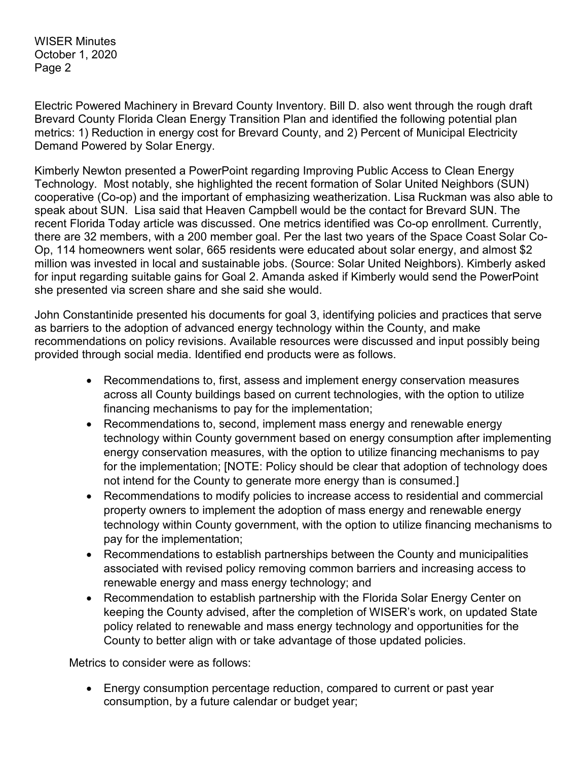Electric Powered Machinery in Brevard County Inventory. Bill D. also went through the rough draft Brevard County Florida Clean Energy Transition Plan and identified the following potential plan metrics: 1) Reduction in energy cost for Brevard County, and 2) Percent of Municipal Electricity Demand Powered by Solar Energy.

Kimberly Newton presented a PowerPoint regarding Improving Public Access to Clean Energy Technology. Most notably, she highlighted the recent formation of Solar United Neighbors (SUN) cooperative (Co-op) and the important of emphasizing weatherization. Lisa Ruckman was also able to speak about SUN. Lisa said that Heaven Campbell would be the contact for Brevard SUN. The recent Florida Today article was discussed. One metrics identified was Co-op enrollment. Currently, there are 32 members, with a 200 member goal. Per the last two years of the Space Coast Solar Co-Op, 114 homeowners went solar, 665 residents were educated about solar energy, and almost $2 million was invested in local and sustainable jobs. (Source: Solar United Neighbors). Kimberly asked for input regarding suitable gains for Goal 2. Amanda asked if Kimberly would send the PowerPoint she presented via screen share and she said she would.

John Constantinide presented his documents for goal 3, identifying policies and practices that serve as barriers to the adoption of advanced energy technology within the County, and make recommendations on policy revisions. Available resources were discussed and input possibly being provided through social media. Identified end products were as follows.

- Recommendations to, first, assess and implement energy conservation measures across all County buildings based on current technologies, with the option to utilize financing mechanisms to pay for the implementation;
- Recommendations to, second, implement mass energy and renewable energy technology within County government based on energy consumption after implementing energy conservation measures, with the option to utilize financing mechanisms to pay for the implementation; [NOTE: Policy should be clear that adoption of technology does not intend for the County to generate more energy than is consumed.]
- Recommendations to modify policies to increase access to residential and commercial property owners to implement the adoption of mass energy and renewable energy technology within County government, with the option to utilize financing mechanisms to pay for the implementation;
- Recommendations to establish partnerships between the County and municipalities associated with revised policy removing common barriers and increasing access to renewable energy and mass energy technology; and
- Recommendation to establish partnership with the Florida Solar Energy Center on keeping the County advised, after the completion of WISER's work, on updated State policy related to renewable and mass energy technology and opportunities for the County to better align with or take advantage of those updated policies.

Metrics to consider were as follows:

- Energy consumption percentage reduction, compared to current or past year consumption, by a future calendar or budget year;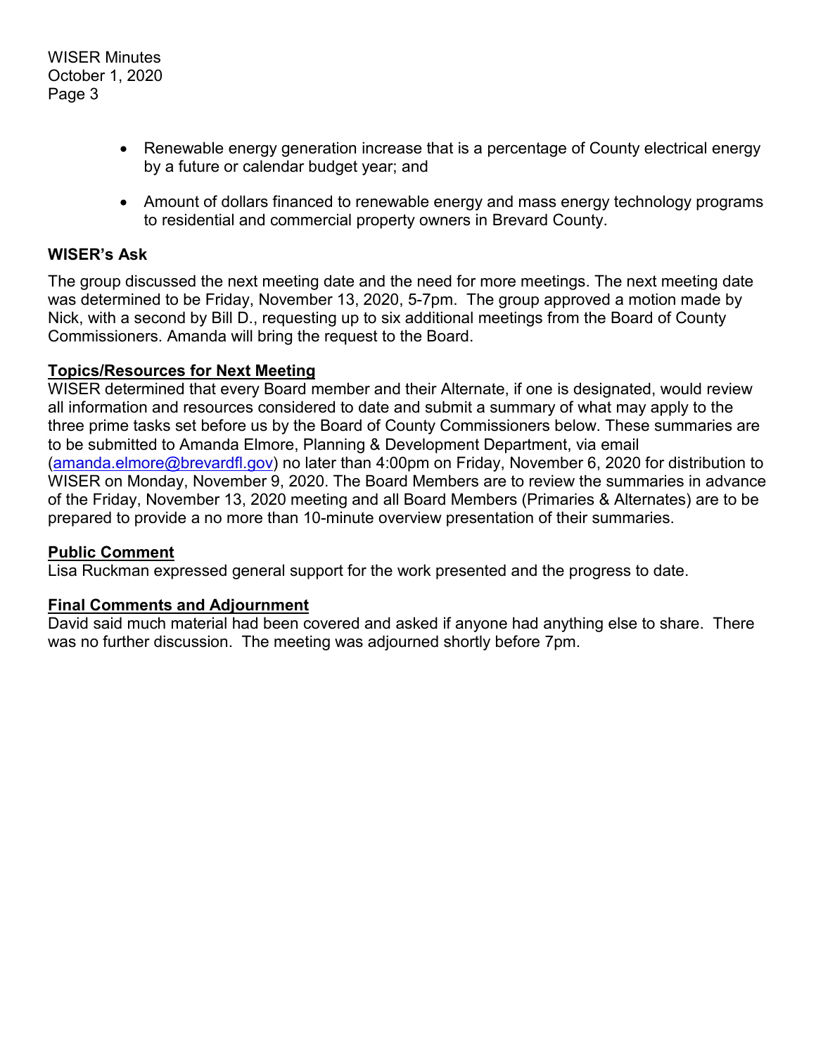- Renewable energy generation increase that is a percentage of County electrical energy by a future or calendar budget year; and

- Amount of dollars financed to renewable energy and mass energy technology programs to residential and commercial property owners in Brevard County.

**WISER's Ask**

The group discussed the next meeting date and the need for more meetings. The next meeting date was determined to be Friday, November 13, 2020, 5-7pm. The group approved a motion made by Nick, with a second by Bill D., requesting up to six additional meetings from the Board of County Commissioners. Amanda will bring the request to the Board.

**Topics/Resources for Next Meeting**

WISER determined that every Board member and their Alternate, if one is designated, would review all information and resources considered to date and submit a summary of what may apply to the three prime tasks set before us by the Board of County Commissioners below. These summaries are to be submitted to Amanda Elmore, Planning & Development Department, via email (amanda.elmore@brevardfl.gov) no later than 4:00pm on Friday, November 6, 2020 for distribution to WISER on Monday, November 9, 2020. The Board Members are to review the summaries in advance of the Friday, November 13, 2020 meeting and all Board Members (Primaries & Alternates) are to be prepared to provide a no more than 10-minute overview presentation of their summaries.

**Public Comment**

Lisa Ruckman expressed general support for the work presented and the progress to date.

**Final Comments and Adjournment**

David said much material had been covered and asked if anyone had anything else to share. There was no further discussion. The meeting was adjourned shortly before 7pm.